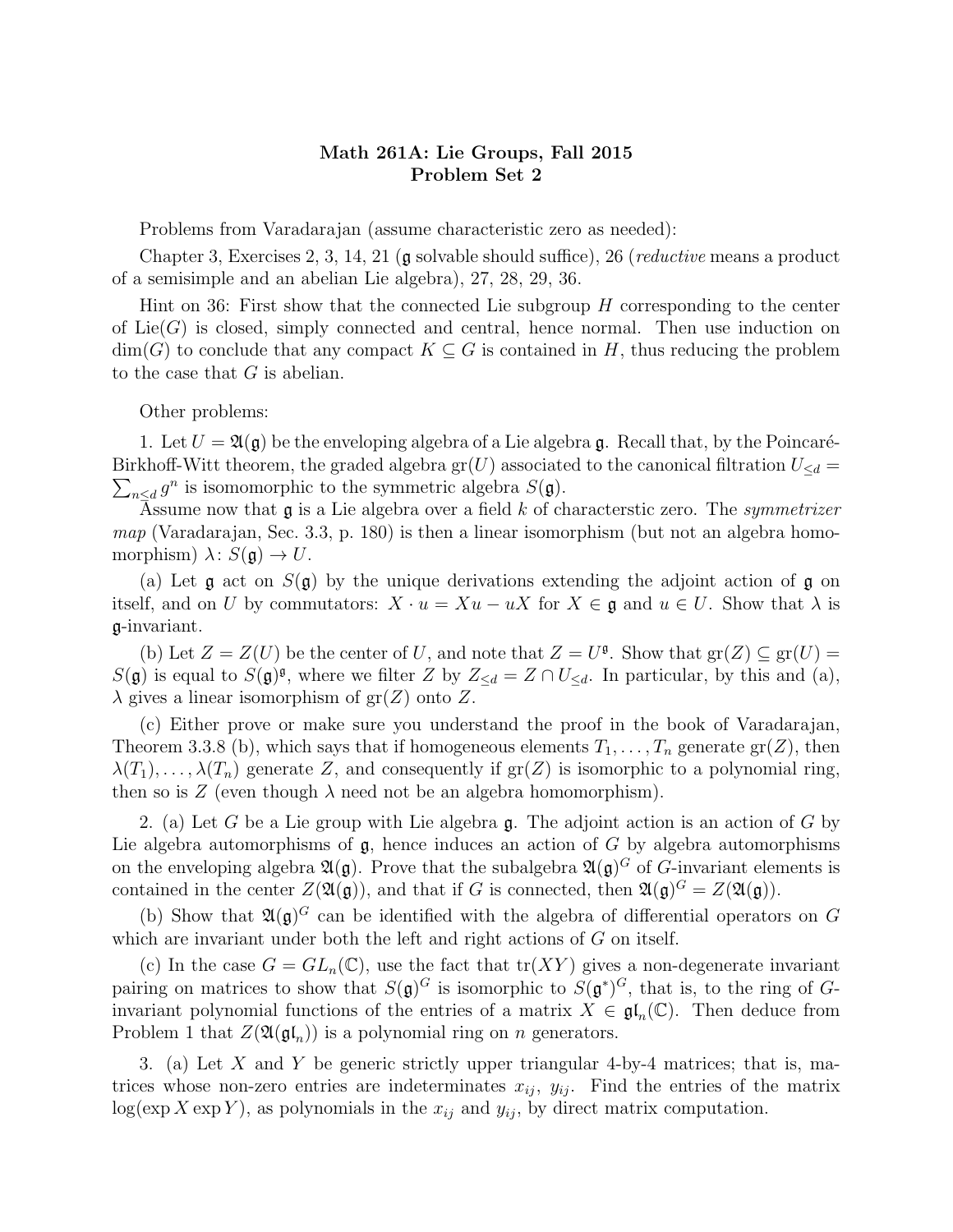**Math 261A: Lie Groups, Fall 2015**
**Problem Set 2**

Problems from Varadarajan (assume characteristic zero as needed):

Chapter 3, Exercises 2, 3, 14, 21 ($\mathfrak{g}$ solvable should suffice), 26 (*reductive* means a product of a semisimple and an abelian Lie algebra), 27, 28, 29, 36.

Hint on 36: First show that the connected Lie subgroup $H$ corresponding to the center of $\mathrm{Lie}(G)$ is closed, simply connected and central, hence normal. Then use induction on $\dim(G)$ to conclude that any compact $K \subseteq G$ is contained in $H$, thus reducing the problem to the case that $G$ is abelian.

Other problems:

1. Let $U = \mathfrak{A}(\mathfrak{g})$ be the enveloping algebra of a Lie algebra $\mathfrak{g}$. Recall that, by the Poincaré-Birkhoff-Witt theorem, the graded algebra $\mathrm{gr}(U)$ associated to the canonical filtration $U_{\leq d} = \sum_{n \leq d} g^n$ is isomomorphic to the symmetric algebra $S(\mathfrak{g})$.

Assume now that $\mathfrak{g}$ is a Lie algebra over a field $k$ of characterstic zero. The *symmetrizer map* (Varadarajan, Sec. 3.3, p. 180) is then a linear isomorphism (but not an algebra homomorphism) $\lambda \colon S(\mathfrak{g}) \to U$.

(a) Let $\mathfrak{g}$ act on $S(\mathfrak{g})$ by the unique derivations extending the adjoint action of $\mathfrak{g}$ on itself, and on $U$ by commutators: $X \cdot u = Xu - uX$ for $X \in \mathfrak{g}$ and $u \in U$. Show that $\lambda$ is $\mathfrak{g}$-invariant.

(b) Let $Z = Z(U)$ be the center of $U$, and note that $Z = U^{\mathfrak{g}}$. Show that $\mathrm{gr}(Z) \subseteq \mathrm{gr}(U) = S(\mathfrak{g})$ is equal to $S(\mathfrak{g})^{\mathfrak{g}}$, where we filter $Z$ by $Z_{\leq d} = Z \cap U_{\leq d}$. In particular, by this and (a), $\lambda$ gives a linear isomorphism of $\mathrm{gr}(Z)$ onto $Z$.

(c) Either prove or make sure you understand the proof in the book of Varadarajan, Theorem 3.3.8 (b), which says that if homogeneous elements $T_1, \ldots, T_n$ generate $\mathrm{gr}(Z)$, then $\lambda(T_1), \ldots, \lambda(T_n)$ generate $Z$, and consequently if $\mathrm{gr}(Z)$ is isomorphic to a polynomial ring, then so is $Z$ (even though $\lambda$ need not be an algebra homomorphism).

2. (a) Let $G$ be a Lie group with Lie algebra $\mathfrak{g}$. The adjoint action is an action of $G$ by Lie algebra automorphisms of $\mathfrak{g}$, hence induces an action of $G$ by algebra automorphisms on the enveloping algebra $\mathfrak{A}(\mathfrak{g})$. Prove that the subalgebra $\mathfrak{A}(\mathfrak{g})^G$ of $G$-invariant elements is contained in the center $Z(\mathfrak{A}(\mathfrak{g}))$, and that if $G$ is connected, then $\mathfrak{A}(\mathfrak{g})^G = Z(\mathfrak{A}(\mathfrak{g}))$.

(b) Show that $\mathfrak{A}(\mathfrak{g})^G$ can be identified with the algebra of differential operators on $G$ which are invariant under both the left and right actions of $G$ on itself.

(c) In the case $G = GL_n(\mathbb{C})$, use the fact that $\mathrm{tr}(XY)$ gives a non-degenerate invariant pairing on matrices to show that $S(\mathfrak{g})^G$ is isomorphic to $S(\mathfrak{g}^*)^G$, that is, to the ring of $G$-invariant polynomial functions of the entries of a matrix $X \in \mathfrak{gl}_n(\mathbb{C})$. Then deduce from Problem 1 that $Z(\mathfrak{A}(\mathfrak{gl}_n))$ is a polynomial ring on $n$ generators.

3. (a) Let $X$ and $Y$ be generic strictly upper triangular 4-by-4 matrices; that is, matrices whose non-zero entries are indeterminates $x_{ij}$, $y_{ij}$. Find the entries of the matrix $\log(\exp X \exp Y)$, as polynomials in the $x_{ij}$ and $y_{ij}$, by direct matrix computation.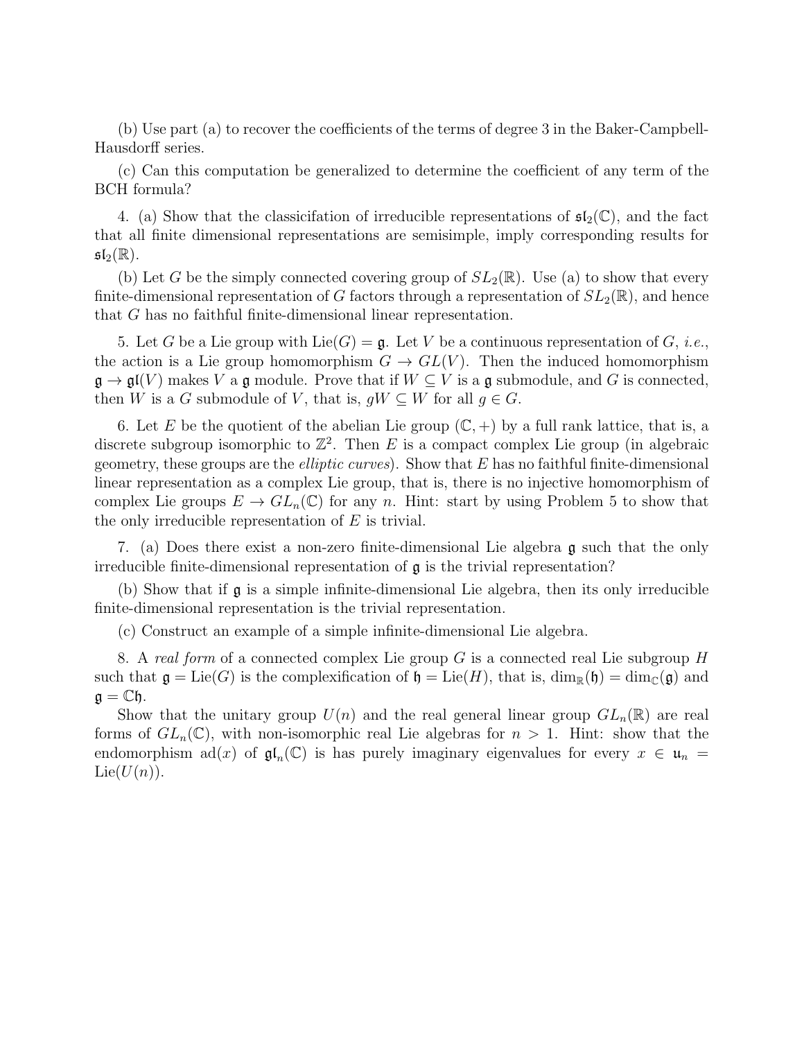(b) Use part (a) to recover the coefficients of the terms of degree 3 in the Baker-Campbell-Hausdorff series.

(c) Can this computation be generalized to determine the coefficient of any term of the BCH formula?

4. (a) Show that the classicifation of irreducible representations of $\mathfrak{sl}_2(\mathbb{C})$, and the fact that all finite dimensional representations are semisimple, imply corresponding results for $\mathfrak{sl}_2(\mathbb{R})$.

(b) Let $G$ be the simply connected covering group of $SL_2(\mathbb{R})$. Use (a) to show that every finite-dimensional representation of $G$ factors through a representation of $SL_2(\mathbb{R})$, and hence that $G$ has no faithful finite-dimensional linear representation.

5. Let $G$ be a Lie group with $\mathrm{Lie}(G) = \mathfrak{g}$. Let $V$ be a continuous representation of $G$, *i.e.*, the action is a Lie group homomorphism $G \to GL(V)$. Then the induced homomorphism $\mathfrak{g} \to \mathfrak{gl}(V)$ makes $V$ a $\mathfrak{g}$ module. Prove that if $W \subseteq V$ is a $\mathfrak{g}$ submodule, and $G$ is connected, then $W$ is a $G$ submodule of $V$, that is, $gW \subseteq W$ for all $g \in G$.

6. Let $E$ be the quotient of the abelian Lie group $(\mathbb{C}, +)$ by a full rank lattice, that is, a discrete subgroup isomorphic to $\mathbb{Z}^2$. Then $E$ is a compact complex Lie group (in algebraic geometry, these groups are the *elliptic curves*). Show that $E$ has no faithful finite-dimensional linear representation as a complex Lie group, that is, there is no injective homomorphism of complex Lie groups $E \to GL_n(\mathbb{C})$ for any $n$. Hint: start by using Problem 5 to show that the only irreducible representation of $E$ is trivial.

7. (a) Does there exist a non-zero finite-dimensional Lie algebra $\mathfrak{g}$ such that the only irreducible finite-dimensional representation of $\mathfrak{g}$ is the trivial representation?

(b) Show that if $\mathfrak{g}$ is a simple infinite-dimensional Lie algebra, then its only irreducible finite-dimensional representation is the trivial representation.

(c) Construct an example of a simple infinite-dimensional Lie algebra.

8. A *real form* of a connected complex Lie group $G$ is a connected real Lie subgroup $H$ such that $\mathfrak{g} = \mathrm{Lie}(G)$ is the complexification of $\mathfrak{h} = \mathrm{Lie}(H)$, that is, $\dim_{\mathbb{R}}(\mathfrak{h}) = \dim_{\mathbb{C}}(\mathfrak{g})$ and $\mathfrak{g} = \mathbb{C}\mathfrak{h}$.

Show that the unitary group $U(n)$ and the real general linear group $GL_n(\mathbb{R})$ are real forms of $GL_n(\mathbb{C})$, with non-isomorphic real Lie algebras for $n > 1$. Hint: show that the endomorphism $\mathrm{ad}(x)$ of $\mathfrak{gl}_n(\mathbb{C})$ is has purely imaginary eigenvalues for every $x \in \mathfrak{u}_n = \mathrm{Lie}(U(n))$.